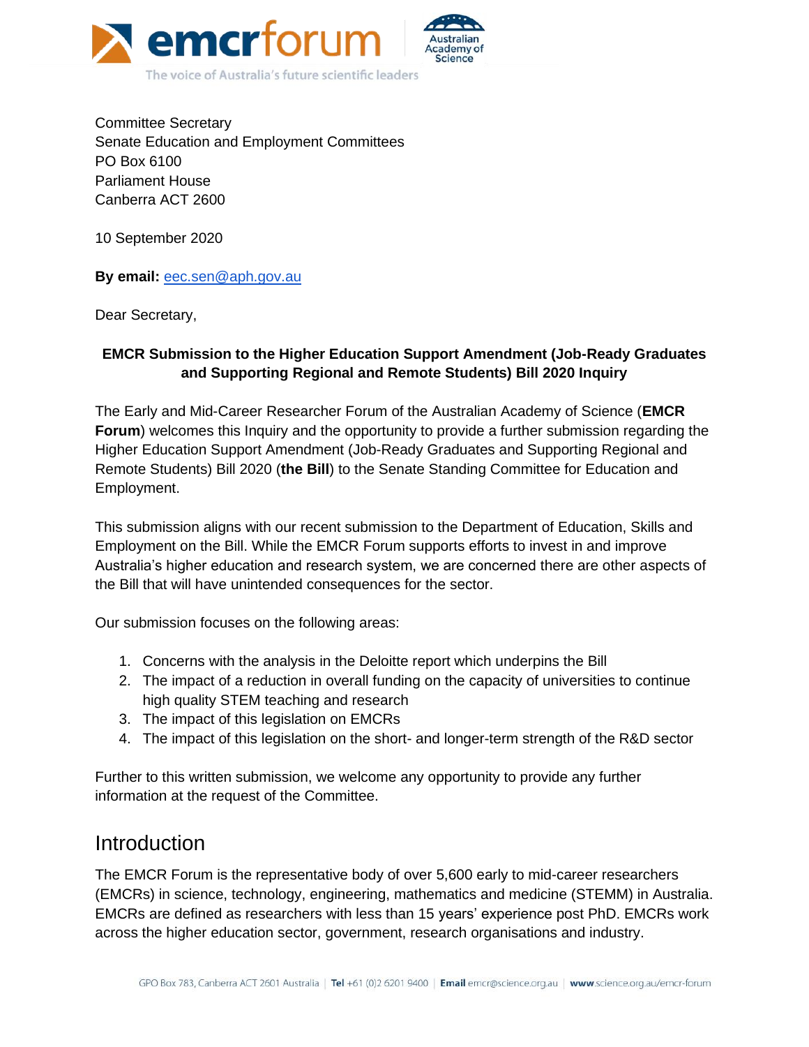Committee Secretary
Senate Education and Employment Committees
PO Box 6100
Parliament House
Canberra ACT 2600

10 September 2020

**By email:** eec.sen@aph.gov.au

Dear Secretary,

**EMCR Submission to the Higher Education Support Amendment (Job-Ready Graduates and Supporting Regional and Remote Students) Bill 2020 Inquiry**

The Early and Mid-Career Researcher Forum of the Australian Academy of Science (**EMCR Forum**) welcomes this Inquiry and the opportunity to provide a further submission regarding the Higher Education Support Amendment (Job-Ready Graduates and Supporting Regional and Remote Students) Bill 2020 (**the Bill**) to the Senate Standing Committee for Education and Employment.

This submission aligns with our recent submission to the Department of Education, Skills and Employment on the Bill. While the EMCR Forum supports efforts to invest in and improve Australia's higher education and research system, we are concerned there are other aspects of the Bill that will have unintended consequences for the sector.

Our submission focuses on the following areas:

1. Concerns with the analysis in the Deloitte report which underpins the Bill
2. The impact of a reduction in overall funding on the capacity of universities to continue high quality STEM teaching and research
3. The impact of this legislation on EMCRs
4. The impact of this legislation on the short- and longer-term strength of the R&D sector

Further to this written submission, we welcome any opportunity to provide any further information at the request of the Committee.

## Introduction

The EMCR Forum is the representative body of over 5,600 early to mid-career researchers (EMCRs) in science, technology, engineering, mathematics and medicine (STEMM) in Australia. EMCRs are defined as researchers with less than 15 years' experience post PhD. EMCRs work across the higher education sector, government, research organisations and industry.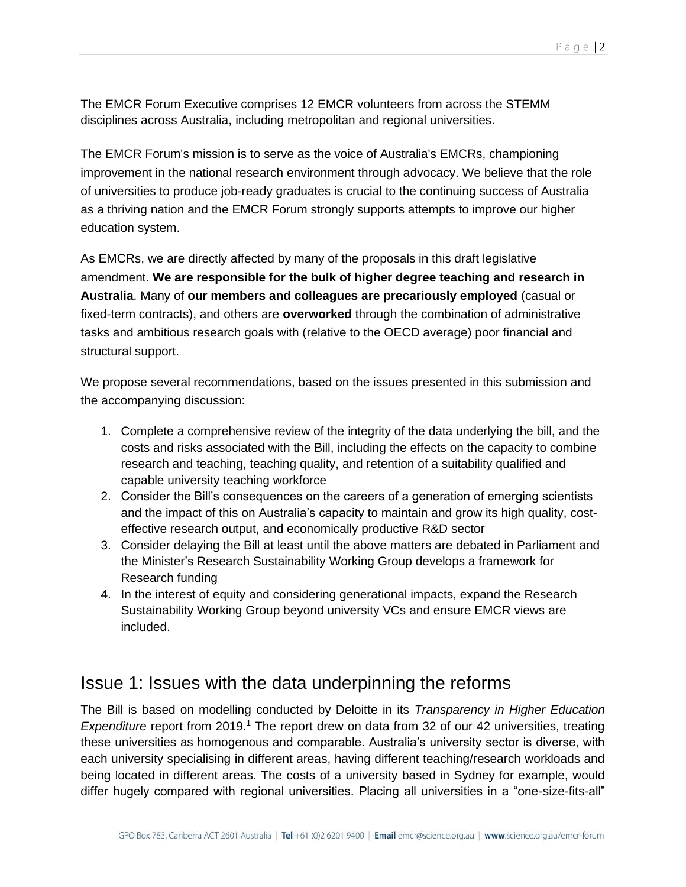The EMCR Forum Executive comprises 12 EMCR volunteers from across the STEMM disciplines across Australia, including metropolitan and regional universities.

The EMCR Forum's mission is to serve as the voice of Australia's EMCRs, championing improvement in the national research environment through advocacy. We believe that the role of universities to produce job-ready graduates is crucial to the continuing success of Australia as a thriving nation and the EMCR Forum strongly supports attempts to improve our higher education system.

As EMCRs, we are directly affected by many of the proposals in this draft legislative amendment. **We are responsible for the bulk of higher degree teaching and research in Australia**. Many of **our members and colleagues are precariously employed** (casual or fixed-term contracts), and others are **overworked** through the combination of administrative tasks and ambitious research goals with (relative to the OECD average) poor financial and structural support.

We propose several recommendations, based on the issues presented in this submission and the accompanying discussion:

1. Complete a comprehensive review of the integrity of the data underlying the bill, and the costs and risks associated with the Bill, including the effects on the capacity to combine research and teaching, teaching quality, and retention of a suitability qualified and capable university teaching workforce
2. Consider the Bill's consequences on the careers of a generation of emerging scientists and the impact of this on Australia's capacity to maintain and grow its high quality, cost-effective research output, and economically productive R&D sector
3. Consider delaying the Bill at least until the above matters are debated in Parliament and the Minister's Research Sustainability Working Group develops a framework for Research funding
4. In the interest of equity and considering generational impacts, expand the Research Sustainability Working Group beyond university VCs and ensure EMCR views are included.

## Issue 1: Issues with the data underpinning the reforms

The Bill is based on modelling conducted by Deloitte in its *Transparency in Higher Education Expenditure* report from 2019.[1] The report drew on data from 32 of our 42 universities, treating these universities as homogenous and comparable. Australia's university sector is diverse, with each university specialising in different areas, having different teaching/research workloads and being located in different areas. The costs of a university based in Sydney for example, would differ hugely compared with regional universities. Placing all universities in a "one-size-fits-all"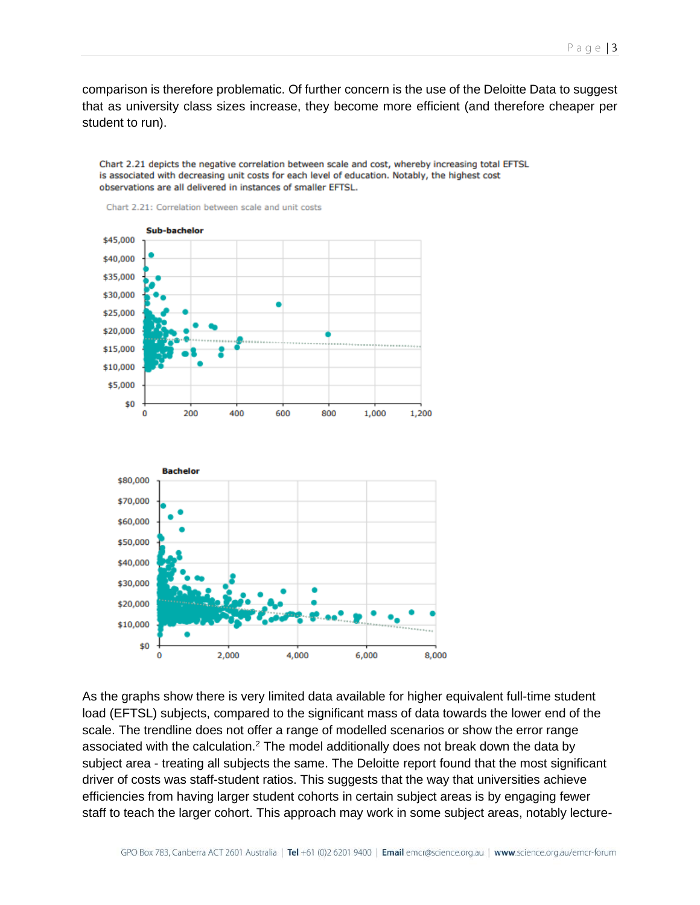comparison is therefore problematic. Of further concern is the use of the Deloitte Data to suggest that as university class sizes increase, they become more efficient (and therefore cheaper per student to run).

> Chart 2.21 depicts the negative correlation between scale and cost, whereby increasing total EFTSL is associated with decreasing unit costs for each level of education. Notably, the highest cost observations are all delivered in instances of smaller EFTSL.
>
> Chart 2.21: Correlation between scale and unit costs

As the graphs show there is very limited data available for higher equivalent full-time student load (EFTSL) subjects, compared to the significant mass of data towards the lower end of the scale. The trendline does not offer a range of modelled scenarios or show the error range associated with the calculation.[2] The model additionally does not break down the data by subject area - treating all subjects the same. The Deloitte report found that the most significant driver of costs was staff-student ratios. This suggests that the way that universities achieve efficiencies from having larger student cohorts in certain subject areas is by engaging fewer staff to teach the larger cohort. This approach may work in some subject areas, notably lecture-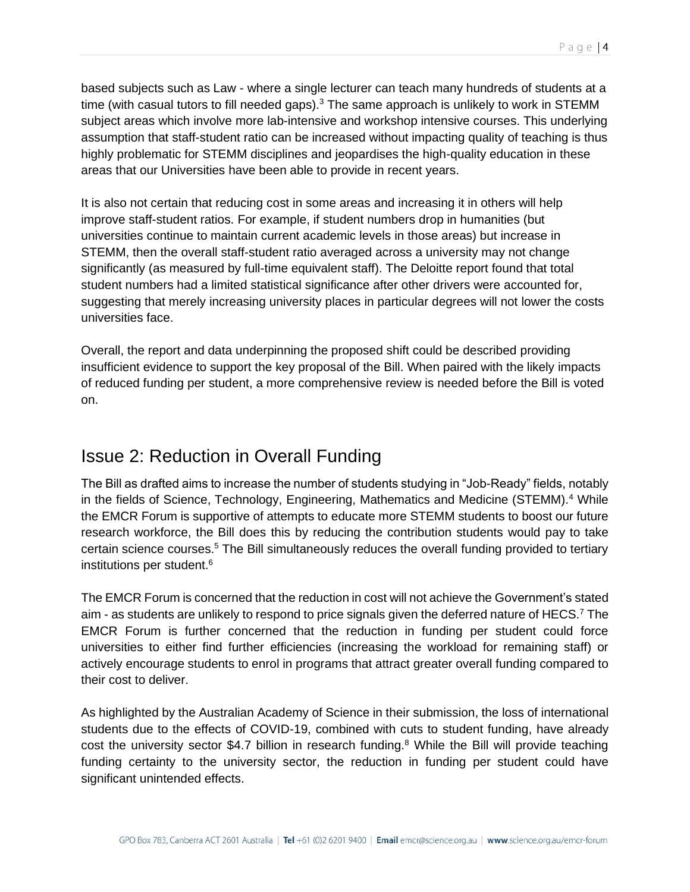based subjects such as Law - where a single lecturer can teach many hundreds of students at a time (with casual tutors to fill needed gaps).[3] The same approach is unlikely to work in STEMM subject areas which involve more lab-intensive and workshop intensive courses. This underlying assumption that staff-student ratio can be increased without impacting quality of teaching is thus highly problematic for STEMM disciplines and jeopardises the high-quality education in these areas that our Universities have been able to provide in recent years.

It is also not certain that reducing cost in some areas and increasing it in others will help improve staff-student ratios. For example, if student numbers drop in humanities (but universities continue to maintain current academic levels in those areas) but increase in STEMM, then the overall staff-student ratio averaged across a university may not change significantly (as measured by full-time equivalent staff). The Deloitte report found that total student numbers had a limited statistical significance after other drivers were accounted for, suggesting that merely increasing university places in particular degrees will not lower the costs universities face.

Overall, the report and data underpinning the proposed shift could be described providing insufficient evidence to support the key proposal of the Bill. When paired with the likely impacts of reduced funding per student, a more comprehensive review is needed before the Bill is voted on.

## Issue 2: Reduction in Overall Funding

The Bill as drafted aims to increase the number of students studying in "Job-Ready" fields, notably in the fields of Science, Technology, Engineering, Mathematics and Medicine (STEMM).[4] While the EMCR Forum is supportive of attempts to educate more STEMM students to boost our future research workforce, the Bill does this by reducing the contribution students would pay to take certain science courses.[5] The Bill simultaneously reduces the overall funding provided to tertiary institutions per student.[6]

The EMCR Forum is concerned that the reduction in cost will not achieve the Government's stated aim - as students are unlikely to respond to price signals given the deferred nature of HECS.[7] The EMCR Forum is further concerned that the reduction in funding per student could force universities to either find further efficiencies (increasing the workload for remaining staff) or actively encourage students to enrol in programs that attract greater overall funding compared to their cost to deliver.

As highlighted by the Australian Academy of Science in their submission, the loss of international students due to the effects of COVID-19, combined with cuts to student funding, have already cost the university sector $4.7 billion in research funding.[8] While the Bill will provide teaching funding certainty to the university sector, the reduction in funding per student could have significant unintended effects.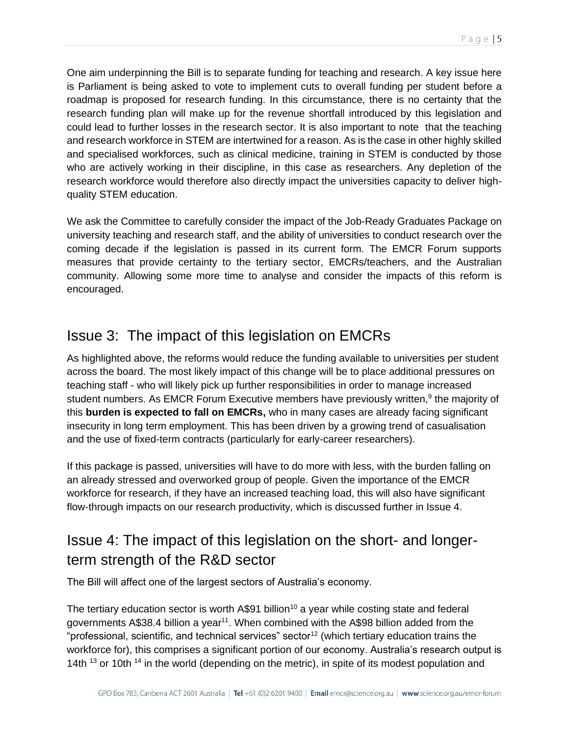One aim underpinning the Bill is to separate funding for teaching and research. A key issue here is Parliament is being asked to vote to implement cuts to overall funding per student before a roadmap is proposed for research funding. In this circumstance, there is no certainty that the research funding plan will make up for the revenue shortfall introduced by this legislation and could lead to further losses in the research sector. It is also important to note that the teaching and research workforce in STEM are intertwined for a reason. As is the case in other highly skilled and specialised workforces, such as clinical medicine, training in STEM is conducted by those who are actively working in their discipline, in this case as researchers. Any depletion of the research workforce would therefore also directly impact the universities capacity to deliver high-quality STEM education.

We ask the Committee to carefully consider the impact of the Job-Ready Graduates Package on university teaching and research staff, and the ability of universities to conduct research over the coming decade if the legislation is passed in its current form. The EMCR Forum supports measures that provide certainty to the tertiary sector, EMCRs/teachers, and the Australian community. Allowing some more time to analyse and consider the impacts of this reform is encouraged.

## Issue 3: The impact of this legislation on EMCRs

As highlighted above, the reforms would reduce the funding available to universities per student across the board. The most likely impact of this change will be to place additional pressures on teaching staff - who will likely pick up further responsibilities in order to manage increased student numbers. As EMCR Forum Executive members have previously written,[9] the majority of this **burden is expected to fall on EMCRs,** who in many cases are already facing significant insecurity in long term employment. This has been driven by a growing trend of casualisation and the use of fixed-term contracts (particularly for early-career researchers).

If this package is passed, universities will have to do more with less, with the burden falling on an already stressed and overworked group of people. Given the importance of the EMCR workforce for research, if they have an increased teaching load, this will also have significant flow-through impacts on our research productivity, which is discussed further in Issue 4.

## Issue 4: The impact of this legislation on the short- and longer-term strength of the R&D sector

The Bill will affect one of the largest sectors of Australia's economy.

The tertiary education sector is worth A$91 billion[10] a year while costing state and federal governments A$38.4 billion a year[11]. When combined with the A$98 billion added from the "professional, scientific, and technical services" sector[12] (which tertiary education trains the workforce for), this comprises a significant portion of our economy. Australia's research output is 14th [13] or 10th [14] in the world (depending on the metric), in spite of its modest population and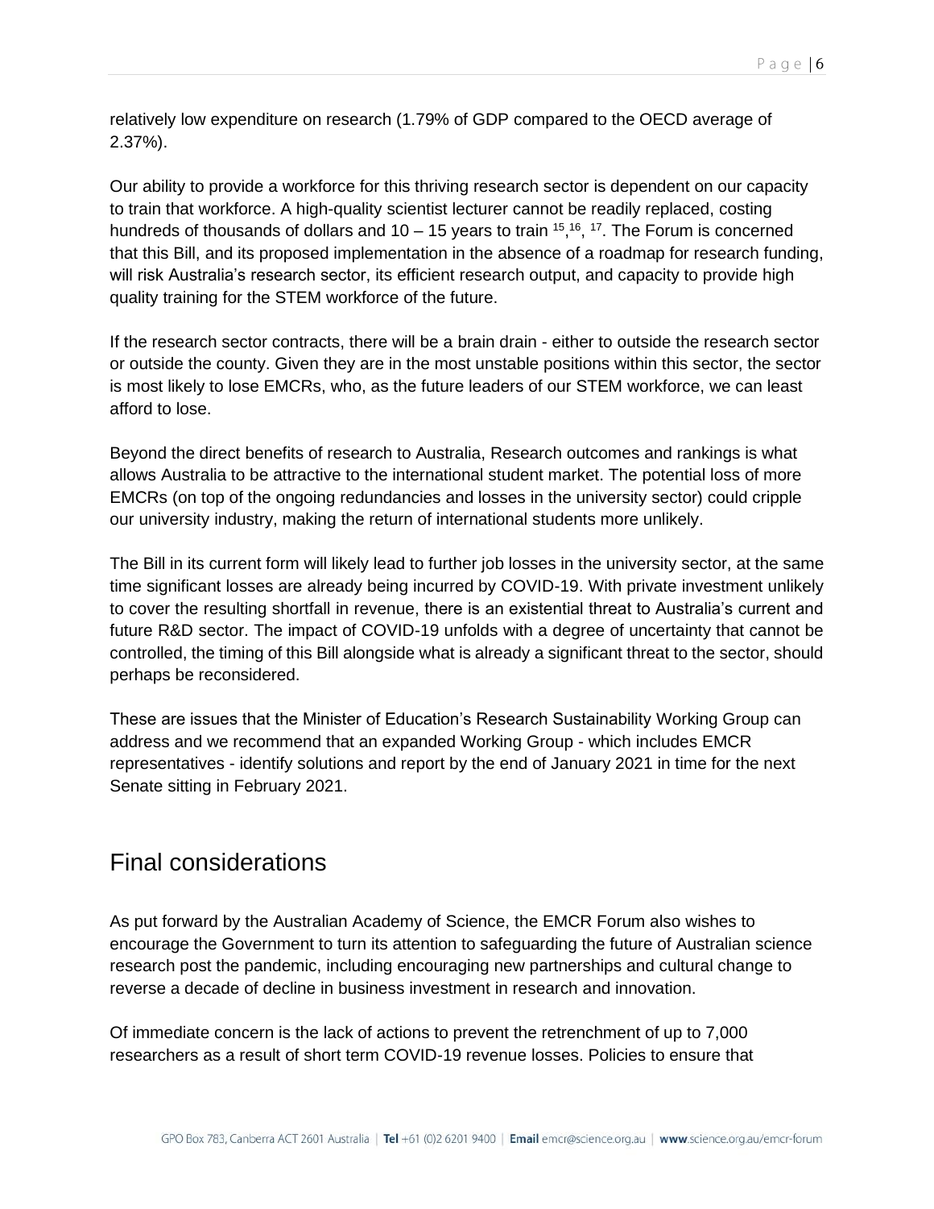relatively low expenditure on research (1.79% of GDP compared to the OECD average of 2.37%).

Our ability to provide a workforce for this thriving research sector is dependent on our capacity to train that workforce. A high-quality scientist lecturer cannot be readily replaced, costing hundreds of thousands of dollars and 10 – 15 years to train [15],[16], [17]. The Forum is concerned that this Bill, and its proposed implementation in the absence of a roadmap for research funding, will risk Australia's research sector, its efficient research output, and capacity to provide high quality training for the STEM workforce of the future.

If the research sector contracts, there will be a brain drain - either to outside the research sector or outside the county. Given they are in the most unstable positions within this sector, the sector is most likely to lose EMCRs, who, as the future leaders of our STEM workforce, we can least afford to lose.

Beyond the direct benefits of research to Australia, Research outcomes and rankings is what allows Australia to be attractive to the international student market. The potential loss of more EMCRs (on top of the ongoing redundancies and losses in the university sector) could cripple our university industry, making the return of international students more unlikely.

The Bill in its current form will likely lead to further job losses in the university sector, at the same time significant losses are already being incurred by COVID-19. With private investment unlikely to cover the resulting shortfall in revenue, there is an existential threat to Australia's current and future R&D sector. The impact of COVID-19 unfolds with a degree of uncertainty that cannot be controlled, the timing of this Bill alongside what is already a significant threat to the sector, should perhaps be reconsidered.

These are issues that the Minister of Education's Research Sustainability Working Group can address and we recommend that an expanded Working Group - which includes EMCR representatives - identify solutions and report by the end of January 2021 in time for the next Senate sitting in February 2021.

## Final considerations

As put forward by the Australian Academy of Science, the EMCR Forum also wishes to encourage the Government to turn its attention to safeguarding the future of Australian science research post the pandemic, including encouraging new partnerships and cultural change to reverse a decade of decline in business investment in research and innovation.

Of immediate concern is the lack of actions to prevent the retrenchment of up to 7,000 researchers as a result of short term COVID-19 revenue losses. Policies to ensure that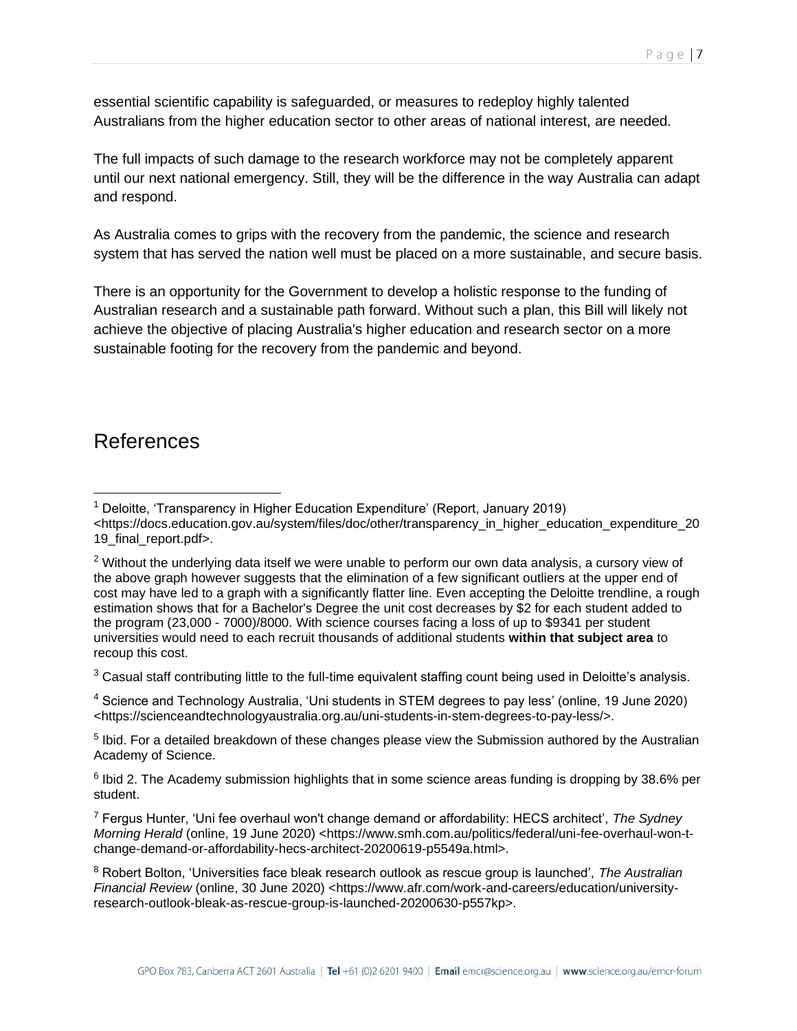essential scientific capability is safeguarded, or measures to redeploy highly talented Australians from the higher education sector to other areas of national interest, are needed.

The full impacts of such damage to the research workforce may not be completely apparent until our next national emergency. Still, they will be the difference in the way Australia can adapt and respond.

As Australia comes to grips with the recovery from the pandemic, the science and research system that has served the nation well must be placed on a more sustainable, and secure basis.

There is an opportunity for the Government to develop a holistic response to the funding of Australian research and a sustainable path forward. Without such a plan, this Bill will likely not achieve the objective of placing Australia's higher education and research sector on a more sustainable footing for the recovery from the pandemic and beyond.

## References

[1] Deloitte, 'Transparency in Higher Education Expenditure' (Report, January 2019) <https://docs.education.gov.au/system/files/doc/other/transparency_in_higher_education_expenditure_2019_final_report.pdf>.

[2] Without the underlying data itself we were unable to perform our own data analysis, a cursory view of the above graph however suggests that the elimination of a few significant outliers at the upper end of cost may have led to a graph with a significantly flatter line. Even accepting the Deloitte trendline, a rough estimation shows that for a Bachelor's Degree the unit cost decreases by $2 for each student added to the program (23,000 - 7000)/8000. With science courses facing a loss of up to $9341 per student universities would need to each recruit thousands of additional students **within that subject area** to recoup this cost.

[3] Casual staff contributing little to the full-time equivalent staffing count being used in Deloitte's analysis.

[4] Science and Technology Australia, 'Uni students in STEM degrees to pay less' (online, 19 June 2020) <https://scienceandtechnologyaustralia.org.au/uni-students-in-stem-degrees-to-pay-less/>.

[5] Ibid. For a detailed breakdown of these changes please view the Submission authored by the Australian Academy of Science.

[6] Ibid 2. The Academy submission highlights that in some science areas funding is dropping by 38.6% per student.

[7] Fergus Hunter, 'Uni fee overhaul won't change demand or affordability: HECS architect', *The Sydney Morning Herald* (online, 19 June 2020) <https://www.smh.com.au/politics/federal/uni-fee-overhaul-won-t-change-demand-or-affordability-hecs-architect-20200619-p5549a.html>.

[8] Robert Bolton, 'Universities face bleak research outlook as rescue group is launched', *The Australian Financial Review* (online, 30 June 2020) <https://www.afr.com/work-and-careers/education/university-research-outlook-bleak-as-rescue-group-is-launched-20200630-p557kp>.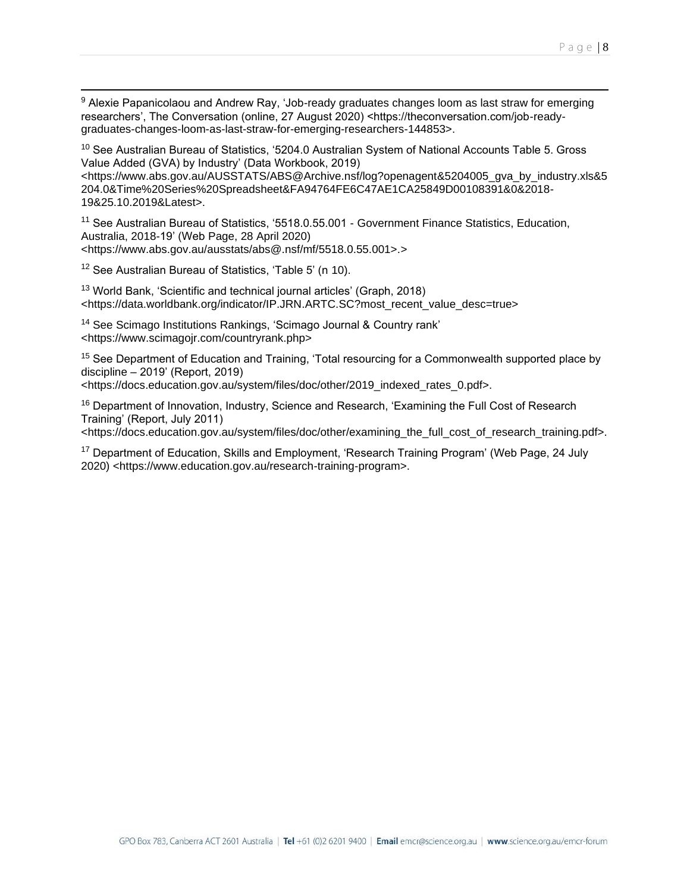[9] Alexie Papanicolaou and Andrew Ray, 'Job-ready graduates changes loom as last straw for emerging researchers', The Conversation (online, 27 August 2020) <https://theconversation.com/job-ready-graduates-changes-loom-as-last-straw-for-emerging-researchers-144853>.

[10] See Australian Bureau of Statistics, '5204.0 Australian System of National Accounts Table 5. Gross Value Added (GVA) by Industry' (Data Workbook, 2019) <https://www.abs.gov.au/AUSSTATS/ABS@Archive.nsf/log?openagent&5204005_gva_by_industry.xls&5204.0&Time%20Series%20Spreadsheet&FA94764FE6C47AE1CA25849D00108391&0&2018-19&25.10.2019&Latest>.

[11] See Australian Bureau of Statistics, '5518.0.55.001 - Government Finance Statistics, Education, Australia, 2018-19' (Web Page, 28 April 2020) <https://www.abs.gov.au/ausstats/abs@.nsf/mf/5518.0.55.001>.>

[12] See Australian Bureau of Statistics, 'Table 5' (n 10).

[13] World Bank, 'Scientific and technical journal articles' (Graph, 2018) <https://data.worldbank.org/indicator/IP.JRN.ARTC.SC?most_recent_value_desc=true>

[14] See Scimago Institutions Rankings, 'Scimago Journal & Country rank' <https://www.scimagojr.com/countryrank.php>

[15] See Department of Education and Training, 'Total resourcing for a Commonwealth supported place by discipline – 2019' (Report, 2019) <https://docs.education.gov.au/system/files/doc/other/2019_indexed_rates_0.pdf>.

[16] Department of Innovation, Industry, Science and Research, 'Examining the Full Cost of Research Training' (Report, July 2011) <https://docs.education.gov.au/system/files/doc/other/examining_the_full_cost_of_research_training.pdf>.

[17] Department of Education, Skills and Employment, 'Research Training Program' (Web Page, 24 July 2020) <https://www.education.gov.au/research-training-program>.